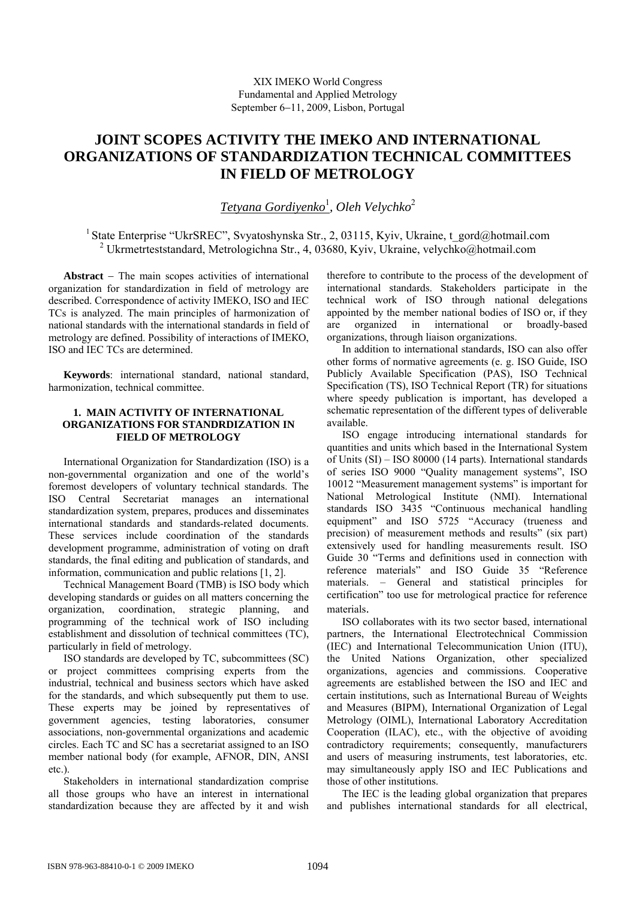XIX IMEKO World Congress
Fundamental and Applied Metrology
September 6−11, 2009, Lisbon, Portugal

# JOINT SCOPES ACTIVITY THE IMEKO AND INTERNATIONAL ORGANIZATIONS OF STANDARDIZATION TECHNICAL COMMITTEES IN FIELD OF METROLOGY

*Tetyana Gordiyenko*[1], *Oleh Velychko*[2]

[1] State Enterprise "UkrSREC", Svyatoshynska Str., 2, 03115, Kyiv, Ukraine, t_gord@hotmail.com
[2] Ukrmetrteststandard, Metrologichna Str., 4, 03680, Kyiv, Ukraine, velychko@hotmail.com

**Abstract** − The main scopes activities of international organization for standardization in field of metrology are described. Correspondence of activity IMEKO, ISO and IEC TCs is analyzed. The main principles of harmonization of national standards with the international standards in field of metrology are defined. Possibility of interactions of IMEKO, ISO and IEC TCs are determined.

**Keywords**: international standard, national standard, harmonization, technical committee.

## 1. MAIN ACTIVITY OF INTERNATIONAL ORGANIZATIONS FOR STANDRDIZATION IN FIELD OF METROLOGY

International Organization for Standardization (ISO) is a non-governmental organization and one of the world's foremost developers of voluntary technical standards. The ISO Central Secretariat manages an international standardization system, prepares, produces and disseminates international standards and standards-related documents. These services include coordination of the standards development programme, administration of voting on draft standards, the final editing and publication of standards, and information, communication and public relations [1, 2].

Technical Management Board (TMB) is ISO body which developing standards or guides on all matters concerning the organization, coordination, strategic planning, and programming of the technical work of ISO including establishment and dissolution of technical committees (TC), particularly in field of metrology.

ISO standards are developed by TC, subcommittees (SC) or project committees comprising experts from the industrial, technical and business sectors which have asked for the standards, and which subsequently put them to use. These experts may be joined by representatives of government agencies, testing laboratories, consumer associations, non-governmental organizations and academic circles. Each TC and SC has a secretariat assigned to an ISO member national body (for example, AFNOR, DIN, ANSI etc.).

Stakeholders in international standardization comprise all those groups who have an interest in international standardization because they are affected by it and wish therefore to contribute to the process of the development of international standards. Stakeholders participate in the technical work of ISO through national delegations appointed by the member national bodies of ISO or, if they are organized in international or broadly-based organizations, through liaison organizations.

In addition to international standards, ISO can also offer other forms of normative agreements (e. g. ISO Guide, ISO Publicly Available Specification (PAS), ISO Technical Specification (TS), ISO Technical Report (TR) for situations where speedy publication is important, has developed a schematic representation of the different types of deliverable available.

ISO engage introducing international standards for quantities and units which based in the International System of Units (SI) – ISO 80000 (14 parts). International standards of series ISO 9000 "Quality management systems", ISO 10012 "Measurement management systems" is important for National Metrological Institute (NMI). International standards ISO 3435 "Continuous mechanical handling equipment" and ISO 5725 "Accuracy (trueness and precision) of measurement methods and results" (six part) extensively used for handling measurements result. ISO Guide 30 "Terms and definitions used in connection with reference materials" and ISO Guide 35 "Reference materials. – General and statistical principles for certification" too use for metrological practice for reference materials.

ISO collaborates with its two sector based, international partners, the International Electrotechnical Commission (IEC) and International Telecommunication Union (ITU), the United Nations Organization, other specialized organizations, agencies and commissions. Cooperative agreements are established between the ISO and IEC and certain institutions, such as International Bureau of Weights and Measures (BIPM), International Organization of Legal Metrology (OIML), International Laboratory Accreditation Cooperation (ILAC), etc., with the objective of avoiding contradictory requirements; consequently, manufacturers and users of measuring instruments, test laboratories, etc. may simultaneously apply ISO and IEC Publications and those of other institutions.

The IEC is the leading global organization that prepares and publishes international standards for all electrical,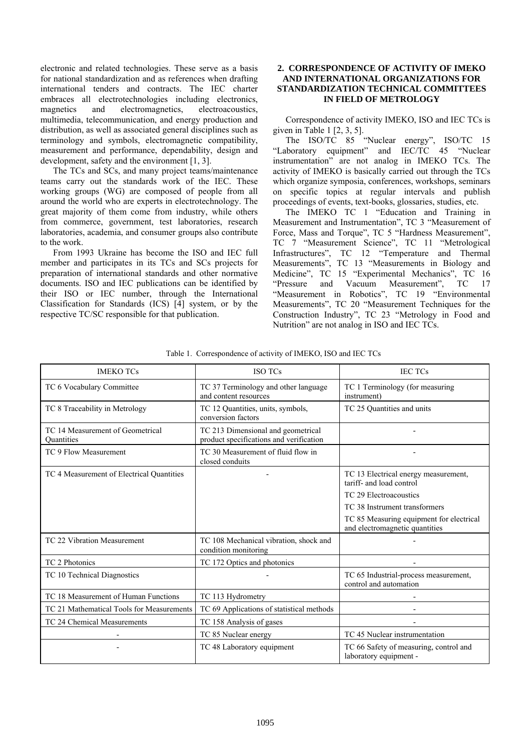electronic and related technologies. These serve as a basis for national standardization and as references when drafting international tenders and contracts. The IEC charter embraces all electrotechnologies including electronics, magnetics and electromagnetics, electroacoustics, multimedia, telecommunication, and energy production and distribution, as well as associated general disciplines such as terminology and symbols, electromagnetic compatibility, measurement and performance, dependability, design and development, safety and the environment [1, 3].

The TCs and SCs, and many project teams/maintenance teams carry out the standards work of the IEC. These working groups (WG) are composed of people from all around the world who are experts in electrotechnology. The great majority of them come from industry, while others from commerce, government, test laboratories, research laboratories, academia, and consumer groups also contribute to the work.

From 1993 Ukraine has become the ISO and IEC full member and participates in its TCs and SCs projects for preparation of international standards and other normative documents. ISO and IEC publications can be identified by their ISO or IEC number, through the International Classification for Standards (ICS) [4] system, or by the respective TC/SC responsible for that publication.

## 2. CORRESPONDENCE OF ACTIVITY OF IMEKO AND INTERNATIONAL ORGANIZATIONS FOR STANDARDIZATION TECHNICAL COMMITTEES IN FIELD OF METROLOGY

Correspondence of activity IMEKO, ISO and IEC TCs is given in Table 1 [2, 3, 5].

The ISO/TC 85 "Nuclear energy", ISO/TC 15 "Laboratory equipment" and IEC/TC 45 "Nuclear instrumentation" are not analog in IMEKO TCs. The activity of IMEKO is basically carried out through the TCs which organize symposia, conferences, workshops, seminars on specific topics at regular intervals and publish proceedings of events, text-books, glossaries, studies, etc.

The IMEKO TC 1 "Education and Training in Measurement and Instrumentation", TC 3 "Measurement of Force, Mass and Torque", TC 5 "Hardness Measurement", TC 7 "Measurement Science", TC 11 "Metrological Infrastructures", TC 12 "Temperature and Thermal Measurements", TC 13 "Measurements in Biology and Medicine", TC 15 "Experimental Mechanics", TC 16 "Pressure and Vacuum Measurement", TC 17 "Measurement in Robotics", TC 19 "Environmental Measurements", TC 20 "Measurement Techniques for the Construction Industry", TC 23 "Metrology in Food and Nutrition" are not analog in ISO and IEC TCs.

Table 1. Correspondence of activity of IMEKO, ISO and IEC TCs

| IMEKO TCs | ISO TCs | IEC TCs |
|---|---|---|
| TC 6 Vocabulary Committee | TC 37 Terminology and other language and content resources | TC 1 Terminology (for measuring instrument) |
| TC 8 Traceability in Metrology | TC 12 Quantities, units, symbols, conversion factors | TC 25 Quantities and units |
| TC 14 Measurement of Geometrical Quantities | TC 213 Dimensional and geometrical product specifications and verification | - |
| TC 9 Flow Measurement | TC 30 Measurement of fluid flow in closed conduits | - |
| TC 4 Measurement of Electrical Quantities | - | TC 13 Electrical energy measurement, tariff- and load control |
| | | TC 29 Electroacoustics |
| | | TC 38 Instrument transformers |
| | | TC 85 Measuring equipment for electrical and electromagnetic quantities |
| TC 22 Vibration Measurement | TC 108 Mechanical vibration, shock and condition monitoring | - |
| TC 2 Photonics | TC 172 Optics and photonics | - |
| TC 10 Technical Diagnostics | - | TC 65 Industrial-process measurement, control and automation |
| TC 18 Measurement of Human Functions | TC 113 Hydrometry | - |
| TC 21 Mathematical Tools for Measurements | TC 69 Applications of statistical methods | - |
| TC 24 Chemical Measurements | TC 158 Analysis of gases | - |
| - | TC 85 Nuclear energy | TC 45 Nuclear instrumentation |
| - | TC 48 Laboratory equipment | TC 66 Safety of measuring, control and laboratory equipment - |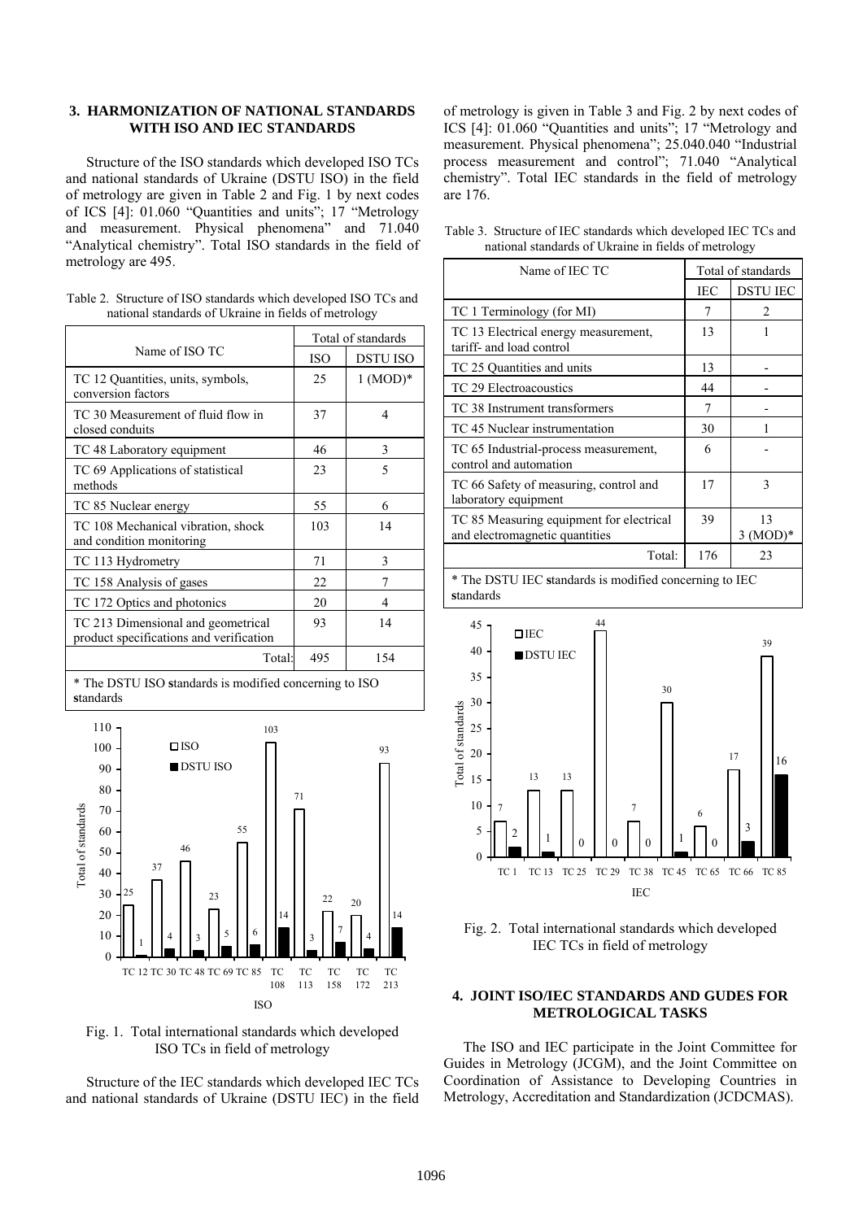## 3. HARMONIZATION OF NATIONAL STANDARDS WITH ISO AND IEC STANDARDS

Structure of the ISO standards which developed ISO TCs and national standards of Ukraine (DSTU ISO) in the field of metrology are given in Table 2 and Fig. 1 by next codes of ICS [4]: 01.060 "Quantities and units"; 17 "Metrology and measurement. Physical phenomena" and 71.040 "Analytical chemistry". Total ISO standards in the field of metrology are 495.

Table 2. Structure of ISO standards which developed ISO TCs and national standards of Ukraine in fields of metrology

| Name of ISO TC | Total of standards | |
|---|---|---|
| | ISO | DSTU ISO |
| TC 12 Quantities, units, symbols, conversion factors | 25 | 1 (MOD)* |
| TC 30 Measurement of fluid flow in closed conduits | 37 | 4 |
| TC 48 Laboratory equipment | 46 | 3 |
| TC 69 Applications of statistical methods | 23 | 5 |
| TC 85 Nuclear energy | 55 | 6 |
| TC 108 Mechanical vibration, shock and condition monitoring | 103 | 14 |
| TC 113 Hydrometry | 71 | 3 |
| TC 158 Analysis of gases | 22 | 7 |
| TC 172 Optics and photonics | 20 | 4 |
| TC 213 Dimensional and geometrical product specifications and verification | 93 | 14 |
| Total: | 495 | 154 |

\* The DSTU ISO standards is modified concerning to ISO standards

Fig. 1. Total international standards which developed ISO TCs in field of metrology

Structure of the IEC standards which developed IEC TCs and national standards of Ukraine (DSTU IEC) in the field of metrology is given in Table 3 and Fig. 2 by next codes of ICS [4]: 01.060 "Quantities and units"; 17 "Metrology and measurement. Physical phenomena"; 25.040.040 "Industrial process measurement and control"; 71.040 "Analytical chemistry". Total IEC standards in the field of metrology are 176.

Table 3. Structure of IEC standards which developed IEC TCs and national standards of Ukraine in fields of metrology

| Name of IEC TC | Total of standards | |
|---|---|---|
| | IEC | DSTU IEC |
| TC 1 Terminology (for MI) | 7 | 2 |
| TC 13 Electrical energy measurement, tariff- and load control | 13 | 1 |
| TC 25 Quantities and units | 13 | - |
| TC 29 Electroacoustics | 44 | - |
| TC 38 Instrument transformers | 7 | - |
| TC 45 Nuclear instrumentation | 30 | 1 |
| TC 65 Industrial-process measurement, control and automation | 6 | - |
| TC 66 Safety of measuring, control and laboratory equipment | 17 | 3 |
| TC 85 Measuring equipment for electrical and electromagnetic quantities | 39 | 13 3 (MOD)* |
| Total: | 176 | 23 |

\* The DSTU IEC standards is modified concerning to IEC standards

Fig. 2. Total international standards which developed IEC TCs in field of metrology

## 4. JOINT ISO/IEC STANDARDS AND GUDES FOR METROLOGICAL TASKS

The ISO and IEC participate in the Joint Committee for Guides in Metrology (JCGM), and the Joint Committee on Coordination of Assistance to Developing Countries in Metrology, Accreditation and Standardization (JCDCMAS).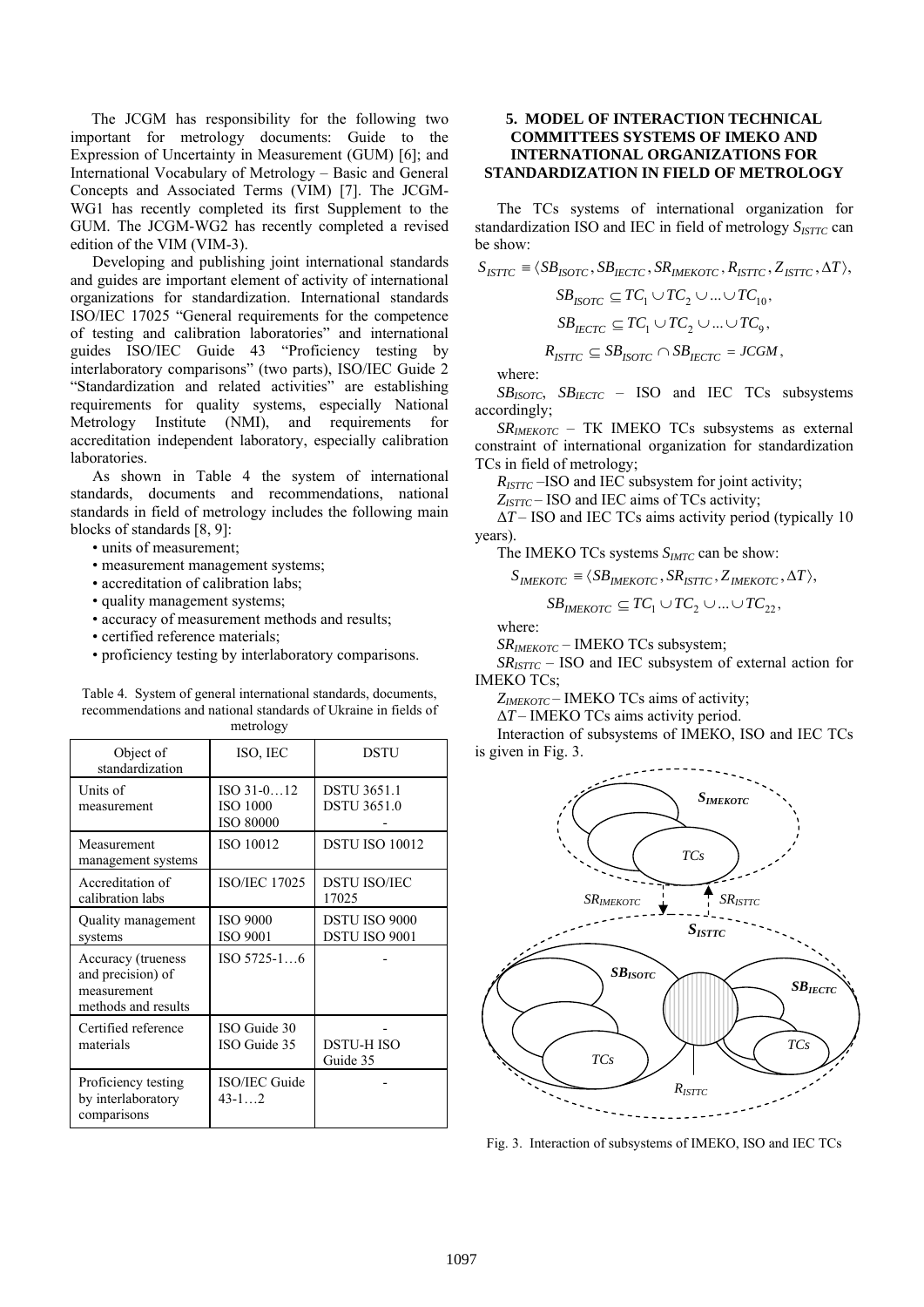The JCGM has responsibility for the following two important for metrology documents: Guide to the Expression of Uncertainty in Measurement (GUM) [6]; and International Vocabulary of Metrology – Basic and General Concepts and Associated Terms (VIM) [7]. The JCGM-WG1 has recently completed its first Supplement to the GUM. The JCGM-WG2 has recently completed a revised edition of the VIM (VIM-3).

Developing and publishing joint international standards and guides are important element of activity of international organizations for standardization. International standards ISO/IEC 17025 "General requirements for the competence of testing and calibration laboratories" and international guides ISO/IEC Guide 43 "Proficiency testing by interlaboratory comparisons" (two parts), ISO/IEC Guide 2 "Standardization and related activities" are establishing requirements for quality systems, especially National Metrology Institute (NMI), and requirements for accreditation independent laboratory, especially calibration laboratories.

As shown in Table 4 the system of international standards, documents and recommendations, national standards in field of metrology includes the following main blocks of standards [8, 9]:

- units of measurement;
- measurement management systems;
- accreditation of calibration labs;
- quality management systems;
- accuracy of measurement methods and results;
- certified reference materials;
- proficiency testing by interlaboratory comparisons.

Table 4. System of general international standards, documents, recommendations and national standards of Ukraine in fields of metrology

| Object of standardization | ISO, IEC | DSTU |
|---|---|---|
| Units of measurement | ISO 31-0…12<br>ISO 1000<br>ISO 80000 | DSTU 3651.1<br>DSTU 3651.0<br>- |
| Measurement management systems | ISO 10012 | DSTU ISO 10012 |
| Accreditation of calibration labs | ISO/IEC 17025 | DSTU ISO/IEC 17025 |
| Quality management systems | ISO 9000<br>ISO 9001 | DSTU ISO 9000<br>DSTU ISO 9001 |
| Accuracy (trueness and precision) of measurement methods and results | ISO 5725-1…6 | - |
| Certified reference materials | ISO Guide 30<br>ISO Guide 35 | -<br>DSTU-H ISO Guide 35 |
| Proficiency testing by interlaboratory comparisons | ISO/IEC Guide 43-1…2 | - |

## 5. MODEL OF INTERACTION TECHNICAL COMMITTEES SYSTEMS OF IMEKO AND INTERNATIONAL ORGANIZATIONS FOR STANDARDIZATION IN FIELD OF METROLOGY

The TCs systems of international organization for standardization ISO and IEC in field of metrology $S_{ISTTC}$ can be show:

$$S_{ISTTC} \equiv \langle SB_{ISOTC}, SB_{IECTC}, SR_{IMEKOTC}, R_{ISTTC}, Z_{ISTTC}, \Delta T \rangle,$$

$$SB_{ISOTC} \subseteq TC_1 \cup TC_2 \cup ... \cup TC_{10},$$

$$SB_{IECTC} \subseteq TC_1 \cup TC_2 \cup ... \cup TC_9,$$

$$R_{ISTTC} \subseteq SB_{ISOTC} \cap SB_{IECTC} = JCGM,$$

where:

$SB_{ISOTC}$, $SB_{IECTC}$ – ISO and IEC TCs subsystems accordingly;

$SR_{IMEKOTC}$ – TK IMEKO TCs subsystems as external constraint of international organization for standardization TCs in field of metrology;

$R_{ISTTC}$ –ISO and IEC subsystem for joint activity;

$Z_{ISTTC}$ – ISO and IEC aims of TCs activity;

$\Delta T$ – ISO and IEC TCs aims activity period (typically 10 years).

The IMEKO TCs systems $S_{IMTC}$ can be show:

$$S_{IMEKOTC} \equiv \langle SB_{IMEKOTC}, SR_{ISTTC}, Z_{IMEKOTC}, \Delta T \rangle,$$

$$SB_{IMEKOTC} \subseteq TC_1 \cup TC_2 \cup ... \cup TC_{22},$$

where:

$SR_{IMEKOTC}$ – IMEKO TCs subsystem;

$SR_{ISTTC}$ – ISO and IEC subsystem of external action for IMEKO TCs;

$Z_{IMEKOTC}$ – IMEKO TCs aims of activity;

$\Delta T$ – IMEKO TCs aims activity period.

Interaction of subsystems of IMEKO, ISO and IEC TCs is given in Fig. 3.

Fig. 3. Interaction of subsystems of IMEKO, ISO and IEC TCs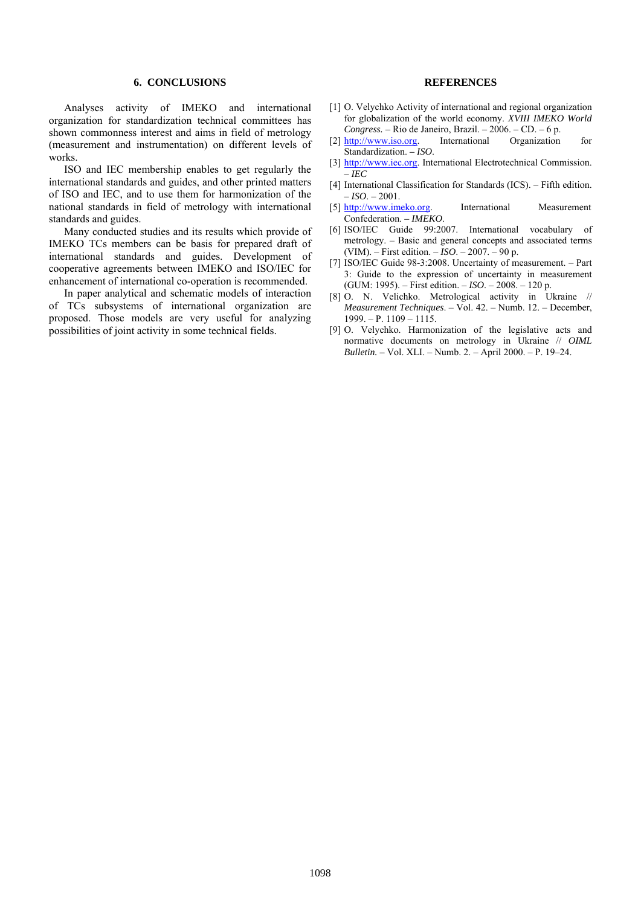## 6. CONCLUSIONS

Analyses activity of IMEKO and international organization for standardization technical committees has shown commonness interest and aims in field of metrology (measurement and instrumentation) on different levels of works.

ISO and IEC membership enables to get regularly the international standards and guides, and other printed matters of ISO and IEC, and to use them for harmonization of the national standards in field of metrology with international standards and guides.

Many conducted studies and its results which provide of IMEKO TCs members can be basis for prepared draft of international standards and guides. Development of cooperative agreements between IMEKO and ISO/IEC for enhancement of international co-operation is recommended.

In paper analytical and schematic models of interaction of TCs subsystems of international organization are proposed. Those models are very useful for analyzing possibilities of joint activity in some technical fields.

## REFERENCES

[1] O. Velychko Activity of international and regional organization for globalization of the world economy. *XVIII IMEKO World Congress.* – Rio de Janeiro, Brazil. – 2006. – CD. – 6 p.

[2] http://www.iso.org. International Organization for Standardization. **–** *ISO*.

[3] http://www.iec.org. International Electrotechnical Commission. – *IEC*

[4] International Classification for Standards (ICS). – Fifth edition. – *ISO*. – 2001.

[5] http://www.imeko.org. International Measurement Confederation. **–** *IMEKO*.

[6] ISO/IEC Guide 99:2007. International vocabulary of metrology. – Basic and general concepts and associated terms (VIM). – First edition. – *ISO*. – 2007. – 90 p.

[7] ISO/IEC Guide 98-3:2008. Uncertainty of measurement. – Part 3: Guide to the expression of uncertainty in measurement (GUM: 1995). – First edition. – *ISO*. – 2008. – 120 p.

[8] O. N. Velichko. Metrological activity in Ukraine // *Measurement Techniques*. – Vol. 42. – Numb. 12. – December, 1999. – P. 1109 – 1115.

[9] O. Velychko. Harmonization of the legislative acts and normative documents on metrology in Ukraine // *OIML Bulletin.* **–** Vol. XLI. – Numb. 2. – April 2000. – P. 19–24.